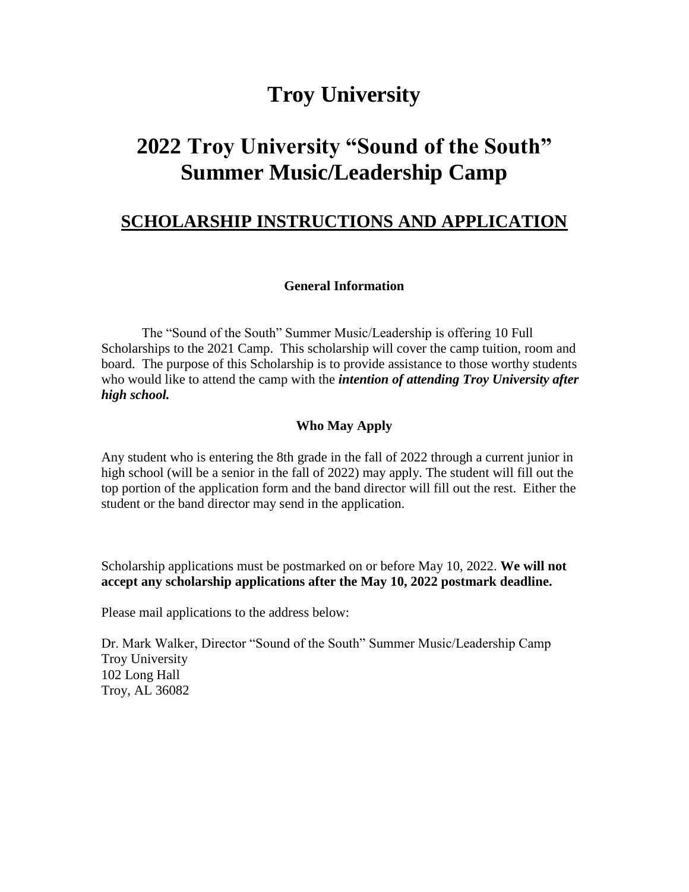# Troy University

# 2022 Troy University "Sound of the South" Summer Music/Leadership Camp

## SCHOLARSHIP INSTRUCTIONS AND APPLICATION

### General Information

The "Sound of the South" Summer Music/Leadership is offering 10 Full Scholarships to the 2021 Camp. This scholarship will cover the camp tuition, room and board. The purpose of this Scholarship is to provide assistance to those worthy students who would like to attend the camp with the ***intention of attending Troy University after high school.***

### Who May Apply

Any student who is entering the 8th grade in the fall of 2022 through a current junior in high school (will be a senior in the fall of 2022) may apply. The student will fill out the top portion of the application form and the band director will fill out the rest. Either the student or the band director may send in the application.

Scholarship applications must be postmarked on or before May 10, 2022. **We will not accept any scholarship applications after the May 10, 2022 postmark deadline.**

Please mail applications to the address below:

Dr. Mark Walker, Director "Sound of the South" Summer Music/Leadership Camp
Troy University
102 Long Hall
Troy, AL 36082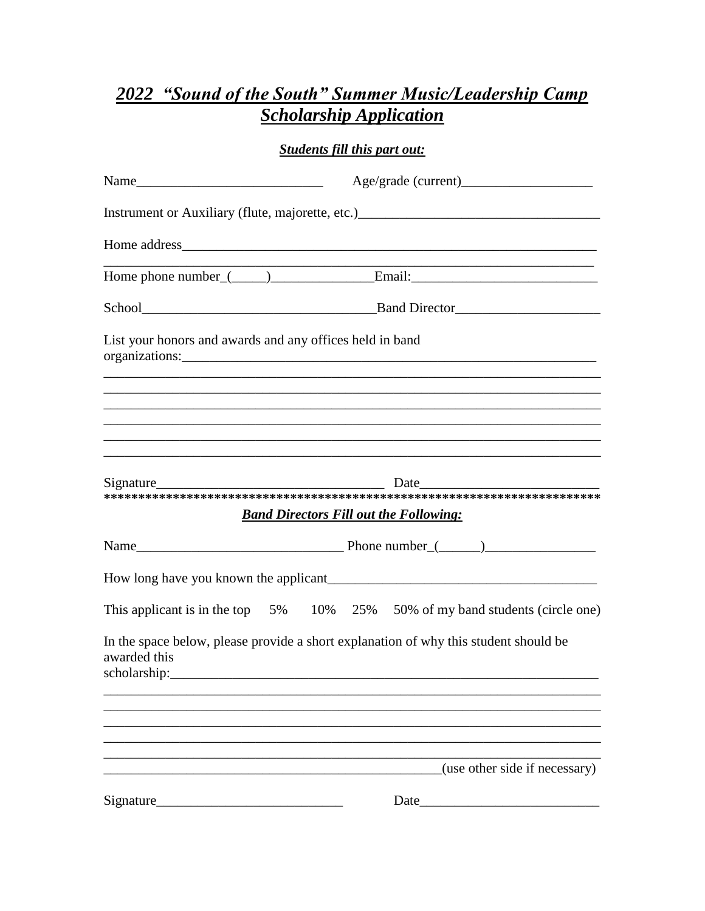# ***2022 "Sound of the South" Summer Music/Leadership Camp Scholarship Application***

***Students fill this part out:***

Name___________________________ Age/grade (current)___________________

Instrument or Auxiliary (flute, majorette, etc.)___________________________________

Home address______________________________________________________________

___________________________________________________________________________

Home phone number_(_____)_______________Email:___________________________

School_________________________________Band Director_____________________

List your honors and awards and any offices held in band organizations:______________________________________________________________

___________________________________________________________________________

___________________________________________________________________________

___________________________________________________________________________

___________________________________________________________________________

___________________________________________________________________________

___________________________________________________________________________

Signature__________________________________ Date__________________________

************************************************************************

***Band Directors Fill out the Following:***

Name_____________________________ Phone number_(______)________________

How long have you known the applicant_______________________________________

This applicant is in the top 5% 10% 25% 50% of my band students (circle one)

In the space below, please provide a short explanation of why this student should be awarded this scholarship:_________________________________________________________________

___________________________________________________________________________

___________________________________________________________________________

___________________________________________________________________________

___________________________________________________________________________

___________________________________________________________________________

___________________________________________________(use other side if necessary)

Signature___________________________ Date__________________________